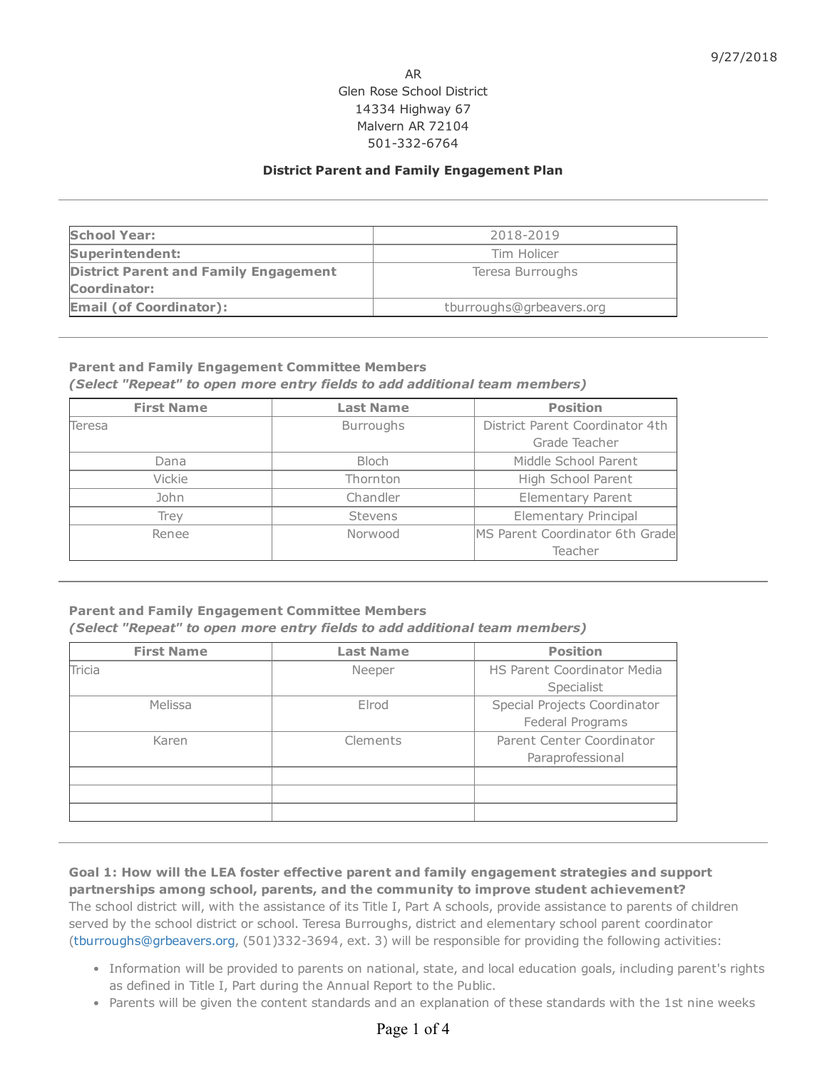9/27/2018

AR
Glen Rose School District
14334 Highway 67
Malvern AR 72104
501-332-6764

## District Parent and Family Engagement Plan

| | |
|---|---|
| **School Year:** | 2018-2019 |
| **Superintendent:** | Tim Holicer |
| **District Parent and Family Engagement Coordinator:** | Teresa Burroughs |
| **Email (of Coordinator):** | tburroughs@grbeavers.org |

**Parent and Family Engagement Committee Members**
***(Select "Repeat" to open more entry fields to add additional team members)***

| First Name | Last Name | Position |
|---|---|---|
| Teresa | Burroughs | District Parent Coordinator 4th Grade Teacher |
| Dana | Bloch | Middle School Parent |
| Vickie | Thornton | High School Parent |
| John | Chandler | Elementary Parent |
| Trey | Stevens | Elementary Principal |
| Renee | Norwood | MS Parent Coordinator 6th Grade Teacher |

**Parent and Family Engagement Committee Members**
***(Select "Repeat" to open more entry fields to add additional team members)***

| First Name | Last Name | Position |
|---|---|---|
| Tricia | Neeper | HS Parent Coordinator Media Specialist |
| Melissa | Elrod | Special Projects Coordinator Federal Programs |
| Karen | Clements | Parent Center Coordinator Paraprofessional |
| | | |
| | | |
| | | |

**Goal 1: How will the LEA foster effective parent and family engagement strategies and support partnerships among school, parents, and the community to improve student achievement?**
The school district will, with the assistance of its Title I, Part A schools, provide assistance to parents of children served by the school district or school. Teresa Burroughs, district and elementary school parent coordinator (tburroughs@grbeavers.org, (501)332-3694, ext. 3) will be responsible for providing the following activities:

- Information will be provided to parents on national, state, and local education goals, including parent's rights as defined in Title I, Part during the Annual Report to the Public.
- Parents will be given the content standards and an explanation of these standards with the 1st nine weeks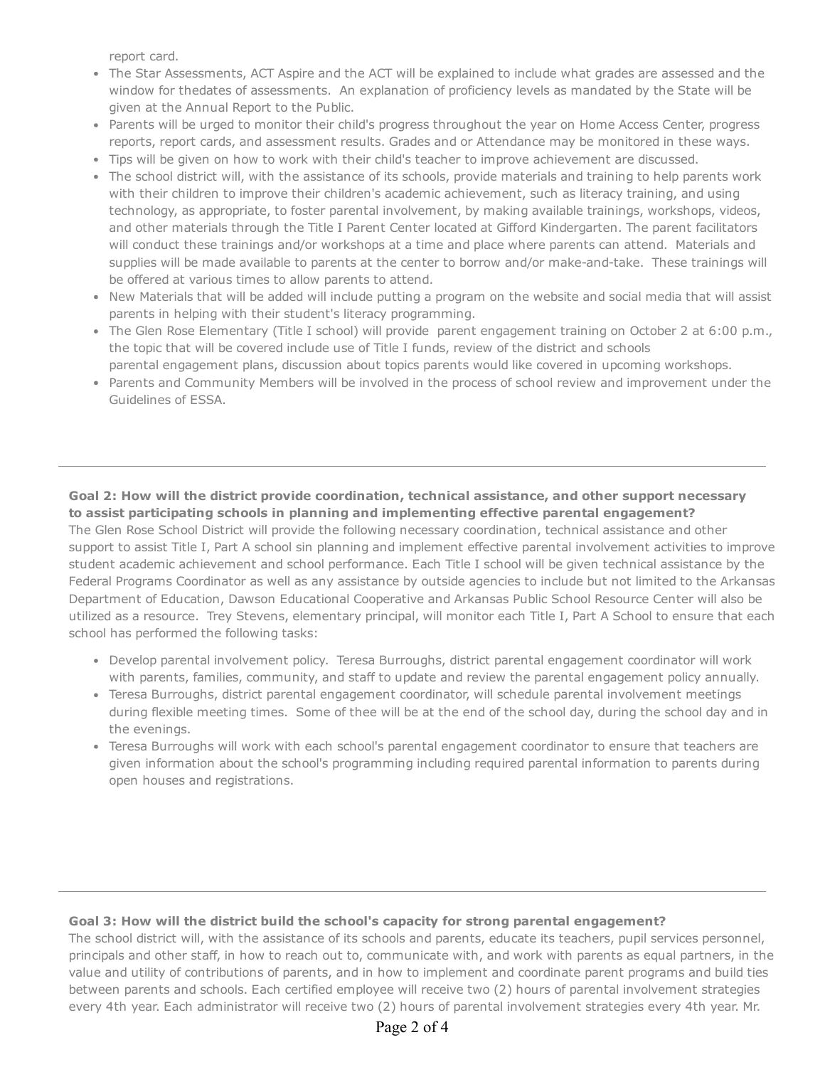report card.

- The Star Assessments, ACT Aspire and the ACT will be explained to include what grades are assessed and the window for thedates of assessments. An explanation of proficiency levels as mandated by the State will be given at the Annual Report to the Public.
- Parents will be urged to monitor their child's progress throughout the year on Home Access Center, progress reports, report cards, and assessment results. Grades and or Attendance may be monitored in these ways.
- Tips will be given on how to work with their child's teacher to improve achievement are discussed.
- The school district will, with the assistance of its schools, provide materials and training to help parents work with their children to improve their children's academic achievement, such as literacy training, and using technology, as appropriate, to foster parental involvement, by making available trainings, workshops, videos, and other materials through the Title I Parent Center located at Gifford Kindergarten. The parent facilitators will conduct these trainings and/or workshops at a time and place where parents can attend. Materials and supplies will be made available to parents at the center to borrow and/or make-and-take. These trainings will be offered at various times to allow parents to attend.
- New Materials that will be added will include putting a program on the website and social media that will assist parents in helping with their student's literacy programming.
- The Glen Rose Elementary (Title I school) will provide parent engagement training on October 2 at 6:00 p.m., the topic that will be covered include use of Title I funds, review of the district and schools parental engagement plans, discussion about topics parents would like covered in upcoming workshops.
- Parents and Community Members will be involved in the process of school review and improvement under the Guidelines of ESSA.

---

**Goal 2: How will the district provide coordination, technical assistance, and other support necessary to assist participating schools in planning and implementing effective parental engagement?**

The Glen Rose School District will provide the following necessary coordination, technical assistance and other support to assist Title I, Part A school sin planning and implement effective parental involvement activities to improve student academic achievement and school performance. Each Title I school will be given technical assistance by the Federal Programs Coordinator as well as any assistance by outside agencies to include but not limited to the Arkansas Department of Education, Dawson Educational Cooperative and Arkansas Public School Resource Center will also be utilized as a resource. Trey Stevens, elementary principal, will monitor each Title I, Part A School to ensure that each school has performed the following tasks:

- Develop parental involvement policy. Teresa Burroughs, district parental engagement coordinator will work with parents, families, community, and staff to update and review the parental engagement policy annually.
- Teresa Burroughs, district parental engagement coordinator, will schedule parental involvement meetings during flexible meeting times. Some of thee will be at the end of the school day, during the school day and in the evenings.
- Teresa Burroughs will work with each school's parental engagement coordinator to ensure that teachers are given information about the school's programming including required parental information to parents during open houses and registrations.

---

**Goal 3: How will the district build the school's capacity for strong parental engagement?**

The school district will, with the assistance of its schools and parents, educate its teachers, pupil services personnel, principals and other staff, in how to reach out to, communicate with, and work with parents as equal partners, in the value and utility of contributions of parents, and in how to implement and coordinate parent programs and build ties between parents and schools. Each certified employee will receive two (2) hours of parental involvement strategies every 4th year. Each administrator will receive two (2) hours of parental involvement strategies every 4th year. Mr.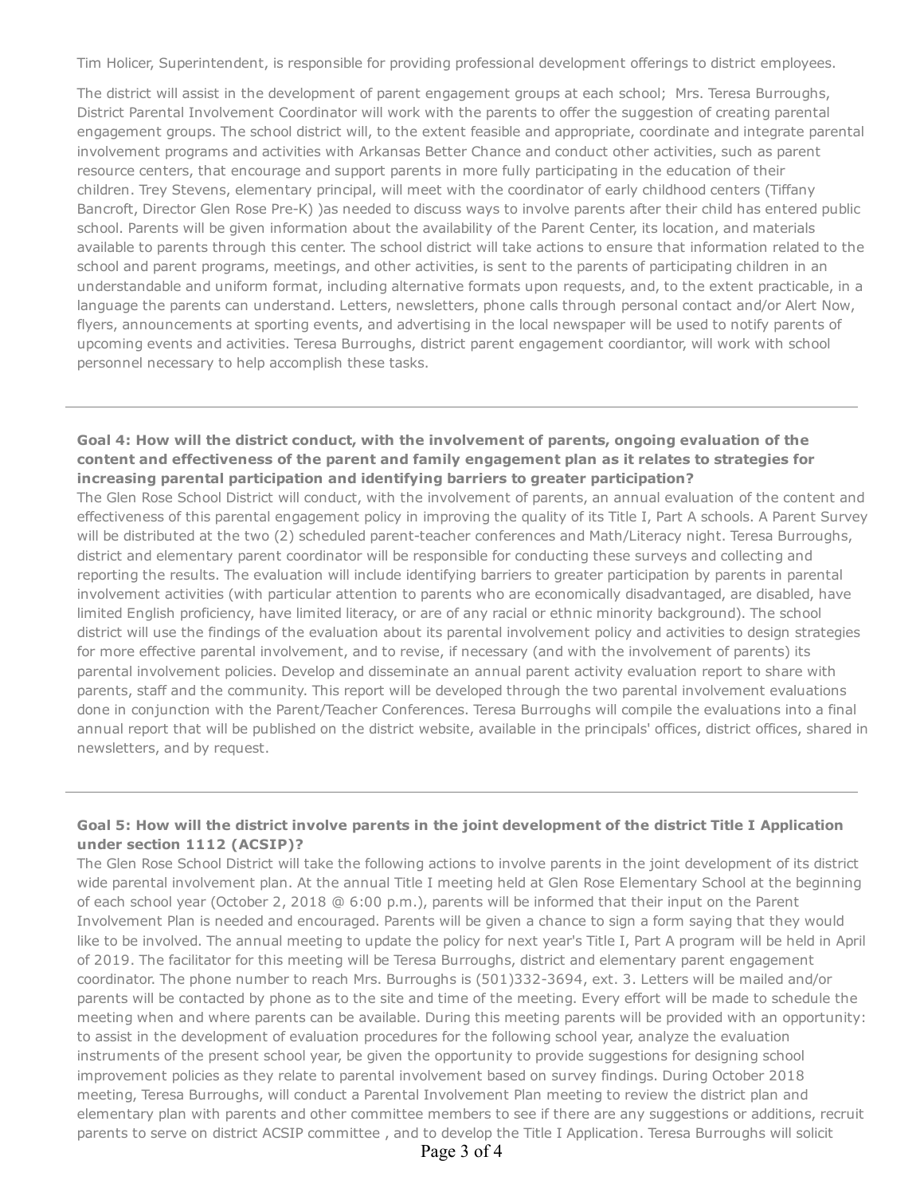Tim Holicer, Superintendent, is responsible for providing professional development offerings to district employees.

The district will assist in the development of parent engagement groups at each school;  Mrs. Teresa Burroughs, District Parental Involvement Coordinator will work with the parents to offer the suggestion of creating parental engagement groups. The school district will, to the extent feasible and appropriate, coordinate and integrate parental involvement programs and activities with Arkansas Better Chance and conduct other activities, such as parent resource centers, that encourage and support parents in more fully participating in the education of their children. Trey Stevens, elementary principal, will meet with the coordinator of early childhood centers (Tiffany Bancroft, Director Glen Rose Pre-K) )as needed to discuss ways to involve parents after their child has entered public school. Parents will be given information about the availability of the Parent Center, its location, and materials available to parents through this center. The school district will take actions to ensure that information related to the school and parent programs, meetings, and other activities, is sent to the parents of participating children in an understandable and uniform format, including alternative formats upon requests, and, to the extent practicable, in a language the parents can understand. Letters, newsletters, phone calls through personal contact and/or Alert Now, flyers, announcements at sporting events, and advertising in the local newspaper will be used to notify parents of upcoming events and activities. Teresa Burroughs, district parent engagement coordiantor, will work with school personnel necessary to help accomplish these tasks.

---

**Goal 4: How will the district conduct, with the involvement of parents, ongoing evaluation of the content and effectiveness of the parent and family engagement plan as it relates to strategies for increasing parental participation and identifying barriers to greater participation?**

The Glen Rose School District will conduct, with the involvement of parents, an annual evaluation of the content and effectiveness of this parental engagement policy in improving the quality of its Title I, Part A schools. A Parent Survey will be distributed at the two (2) scheduled parent-teacher conferences and Math/Literacy night. Teresa Burroughs, district and elementary parent coordinator will be responsible for conducting these surveys and collecting and reporting the results. The evaluation will include identifying barriers to greater participation by parents in parental involvement activities (with particular attention to parents who are economically disadvantaged, are disabled, have limited English proficiency, have limited literacy, or are of any racial or ethnic minority background). The school district will use the findings of the evaluation about its parental involvement policy and activities to design strategies for more effective parental involvement, and to revise, if necessary (and with the involvement of parents) its parental involvement policies. Develop and disseminate an annual parent activity evaluation report to share with parents, staff and the community. This report will be developed through the two parental involvement evaluations done in conjunction with the Parent/Teacher Conferences. Teresa Burroughs will compile the evaluations into a final annual report that will be published on the district website, available in the principals' offices, district offices, shared in newsletters, and by request.

---

**Goal 5: How will the district involve parents in the joint development of the district Title I Application under section 1112 (ACSIP)?**

The Glen Rose School District will take the following actions to involve parents in the joint development of its district wide parental involvement plan. At the annual Title I meeting held at Glen Rose Elementary School at the beginning of each school year (October 2, 2018 @ 6:00 p.m.), parents will be informed that their input on the Parent Involvement Plan is needed and encouraged. Parents will be given a chance to sign a form saying that they would like to be involved. The annual meeting to update the policy for next year's Title I, Part A program will be held in April of 2019. The facilitator for this meeting will be Teresa Burroughs, district and elementary parent engagement coordinator. The phone number to reach Mrs. Burroughs is (501)332-3694, ext. 3. Letters will be mailed and/or parents will be contacted by phone as to the site and time of the meeting. Every effort will be made to schedule the meeting when and where parents can be available. During this meeting parents will be provided with an opportunity: to assist in the development of evaluation procedures for the following school year, analyze the evaluation instruments of the present school year, be given the opportunity to provide suggestions for designing school improvement policies as they relate to parental involvement based on survey findings. During October 2018 meeting, Teresa Burroughs, will conduct a Parental Involvement Plan meeting to review the district plan and elementary plan with parents and other committee members to see if there are any suggestions or additions, recruit parents to serve on district ACSIP committee , and to develop the Title I Application. Teresa Burroughs will solicit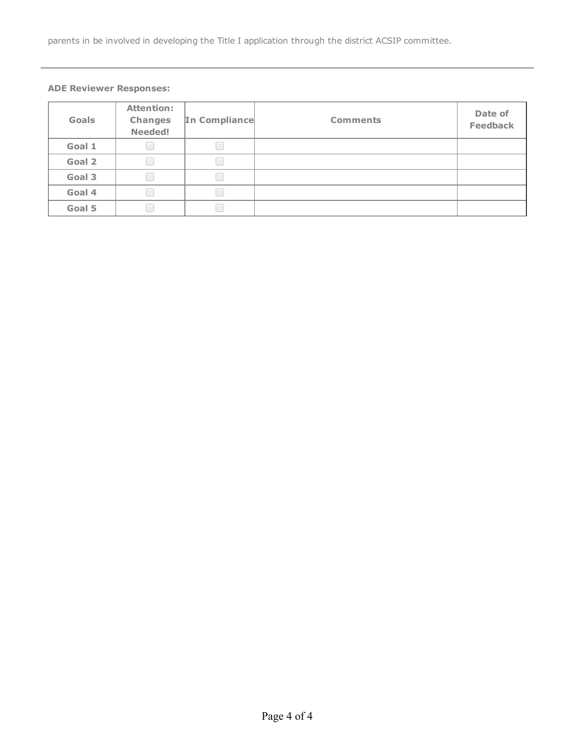parents in be involved in developing the Title I application through the district ACSIP committee.

---

**ADE Reviewer Responses:**

| Goals | Attention: Changes Needed! | In Compliance | Comments | Date of Feedback |
|---|---|---|---|---|
| Goal 1 | ☐ | ☐ | | |
| Goal 2 | ☐ | ☐ | | |
| Goal 3 | ☐ | ☐ | | |
| Goal 4 | ☐ | ☐ | | |
| Goal 5 | ☐ | ☐ | | |